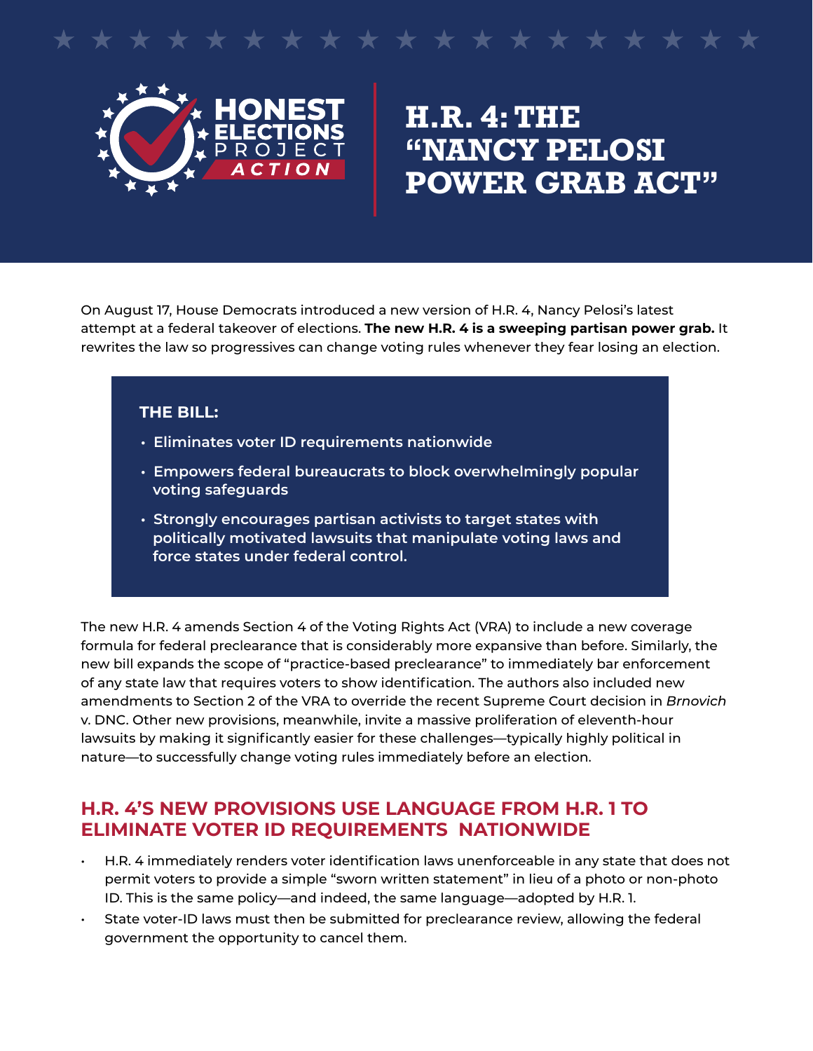HONEST ELECTIONS PROJECT ACTION

# H.R. 4: THE "NANCY PELOSI POWER GRAB ACT"

On August 17, House Democrats introduced a new version of H.R. 4, Nancy Pelosi's latest attempt at a federal takeover of elections. **The new H.R. 4 is a sweeping partisan power grab.** It rewrites the law so progressives can change voting rules whenever they fear losing an election.

**THE BILL:**

- **Eliminates voter ID requirements nationwide**
- **Empowers federal bureaucrats to block overwhelmingly popular voting safeguards**
- **Strongly encourages partisan activists to target states with politically motivated lawsuits that manipulate voting laws and force states under federal control.**

The new H.R. 4 amends Section 4 of the Voting Rights Act (VRA) to include a new coverage formula for federal preclearance that is considerably more expansive than before. Similarly, the new bill expands the scope of "practice-based preclearance" to immediately bar enforcement of any state law that requires voters to show identification. The authors also included new amendments to Section 2 of the VRA to override the recent Supreme Court decision in *Brnovich* v. DNC. Other new provisions, meanwhile, invite a massive proliferation of eleventh-hour lawsuits by making it significantly easier for these challenges—typically highly political in nature—to successfully change voting rules immediately before an election.

## H.R. 4'S NEW PROVISIONS USE LANGUAGE FROM H.R. 1 TO ELIMINATE VOTER ID REQUIREMENTS NATIONWIDE

- H.R. 4 immediately renders voter identification laws unenforceable in any state that does not permit voters to provide a simple "sworn written statement" in lieu of a photo or non-photo ID. This is the same policy—and indeed, the same language—adopted by H.R. 1.
- State voter-ID laws must then be submitted for preclearance review, allowing the federal government the opportunity to cancel them.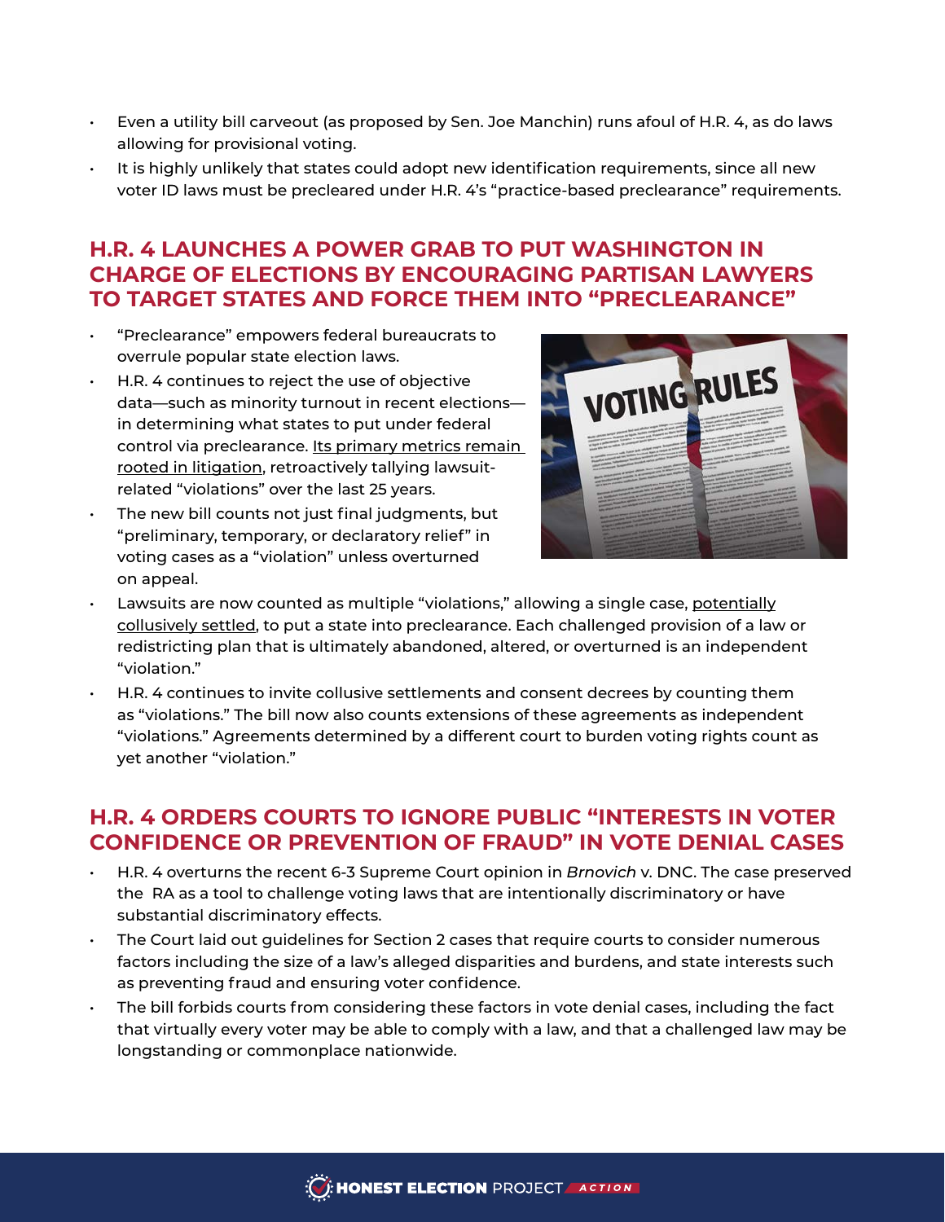- Even a utility bill carveout (as proposed by Sen. Joe Manchin) runs afoul of H.R. 4, as do laws allowing for provisional voting.
- It is highly unlikely that states could adopt new identification requirements, since all new voter ID laws must be precleared under H.R. 4's "practice-based preclearance" requirements.

## H.R. 4 LAUNCHES A POWER GRAB TO PUT WASHINGTON IN CHARGE OF ELECTIONS BY ENCOURAGING PARTISAN LAWYERS TO TARGET STATES AND FORCE THEM INTO "PRECLEARANCE"

- "Preclearance" empowers federal bureaucrats to overrule popular state election laws.
- H.R. 4 continues to reject the use of objective data—such as minority turnout in recent elections—in determining what states to put under federal control via preclearance. Its primary metrics remain rooted in litigation, retroactively tallying lawsuit-related "violations" over the last 25 years.
- The new bill counts not just final judgments, but "preliminary, temporary, or declaratory relief" in voting cases as a "violation" unless overturned on appeal.
- Lawsuits are now counted as multiple "violations," allowing a single case, potentially collusively settled, to put a state into preclearance. Each challenged provision of a law or redistricting plan that is ultimately abandoned, altered, or overturned is an independent "violation."
- H.R. 4 continues to invite collusive settlements and consent decrees by counting them as "violations." The bill now also counts extensions of these agreements as independent "violations." Agreements determined by a different court to burden voting rights count as yet another "violation."

## H.R. 4 ORDERS COURTS TO IGNORE PUBLIC "INTERESTS IN VOTER CONFIDENCE OR PREVENTION OF FRAUD" IN VOTE DENIAL CASES

- H.R. 4 overturns the recent 6-3 Supreme Court opinion in *Brnovich* v. DNC. The case preserved the RA as a tool to challenge voting laws that are intentionally discriminatory or have substantial discriminatory effects.
- The Court laid out guidelines for Section 2 cases that require courts to consider numerous factors including the size of a law's alleged disparities and burdens, and state interests such as preventing fraud and ensuring voter confidence.
- The bill forbids courts from considering these factors in vote denial cases, including the fact that virtually every voter may be able to comply with a law, and that a challenged law may be longstanding or commonplace nationwide.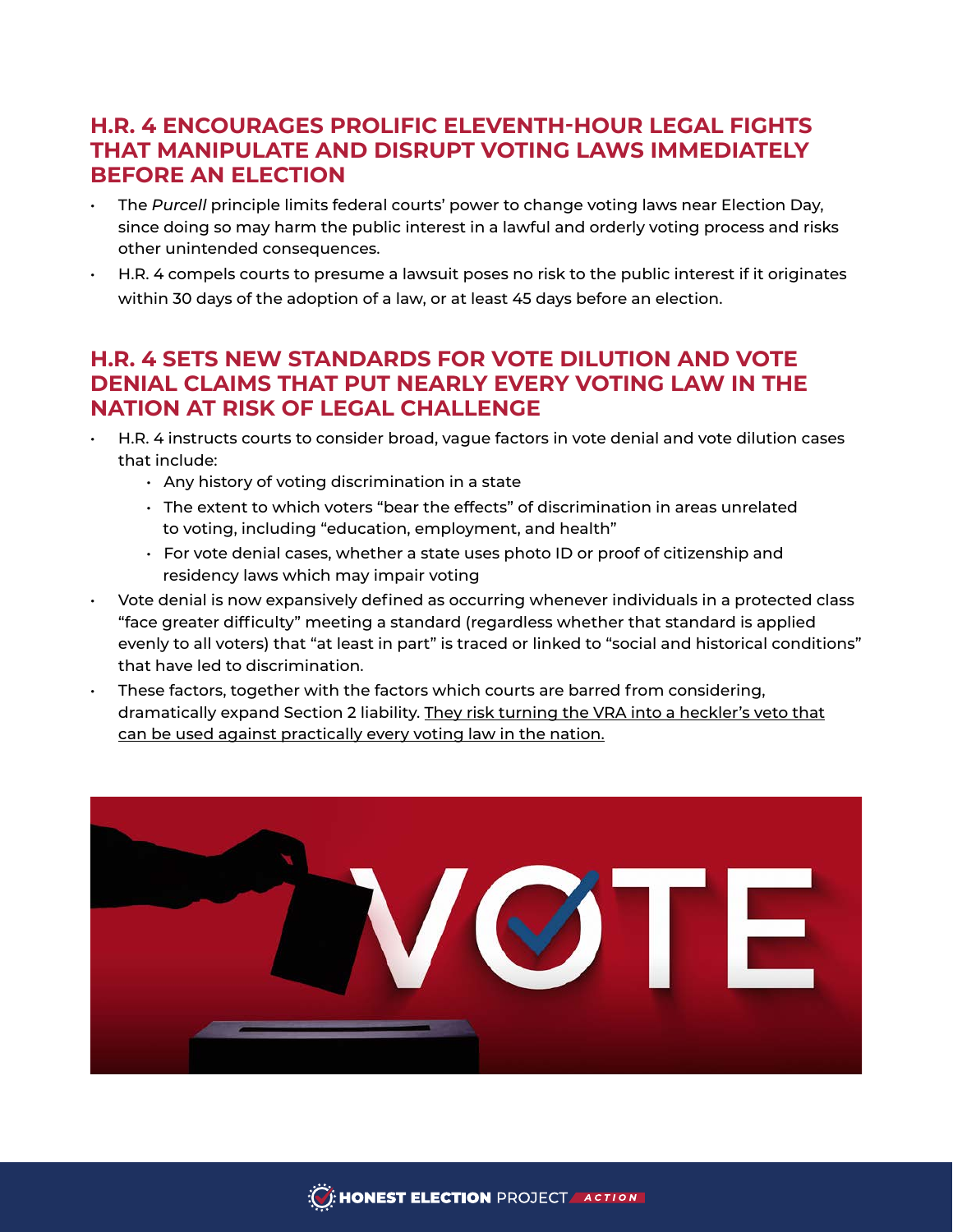## H.R. 4 ENCOURAGES PROLIFIC ELEVENTH-HOUR LEGAL FIGHTS THAT MANIPULATE AND DISRUPT VOTING LAWS IMMEDIATELY BEFORE AN ELECTION

- The *Purcell* principle limits federal courts' power to change voting laws near Election Day, since doing so may harm the public interest in a lawful and orderly voting process and risks other unintended consequences.
- H.R. 4 compels courts to presume a lawsuit poses no risk to the public interest if it originates within 30 days of the adoption of a law, or at least 45 days before an election.

## H.R. 4 SETS NEW STANDARDS FOR VOTE DILUTION AND VOTE DENIAL CLAIMS THAT PUT NEARLY EVERY VOTING LAW IN THE NATION AT RISK OF LEGAL CHALLENGE

- H.R. 4 instructs courts to consider broad, vague factors in vote denial and vote dilution cases that include:
  - Any history of voting discrimination in a state
  - The extent to which voters "bear the effects" of discrimination in areas unrelated to voting, including "education, employment, and health"
  - For vote denial cases, whether a state uses photo ID or proof of citizenship and residency laws which may impair voting
- Vote denial is now expansively defined as occurring whenever individuals in a protected class "face greater difficulty" meeting a standard (regardless whether that standard is applied evenly to all voters) that "at least in part" is traced or linked to "social and historical conditions" that have led to discrimination.
- These factors, together with the factors which courts are barred from considering, dramatically expand Section 2 liability. <u>They risk turning the VRA into a heckler's veto that can be used against practically every voting law in the nation.</u>